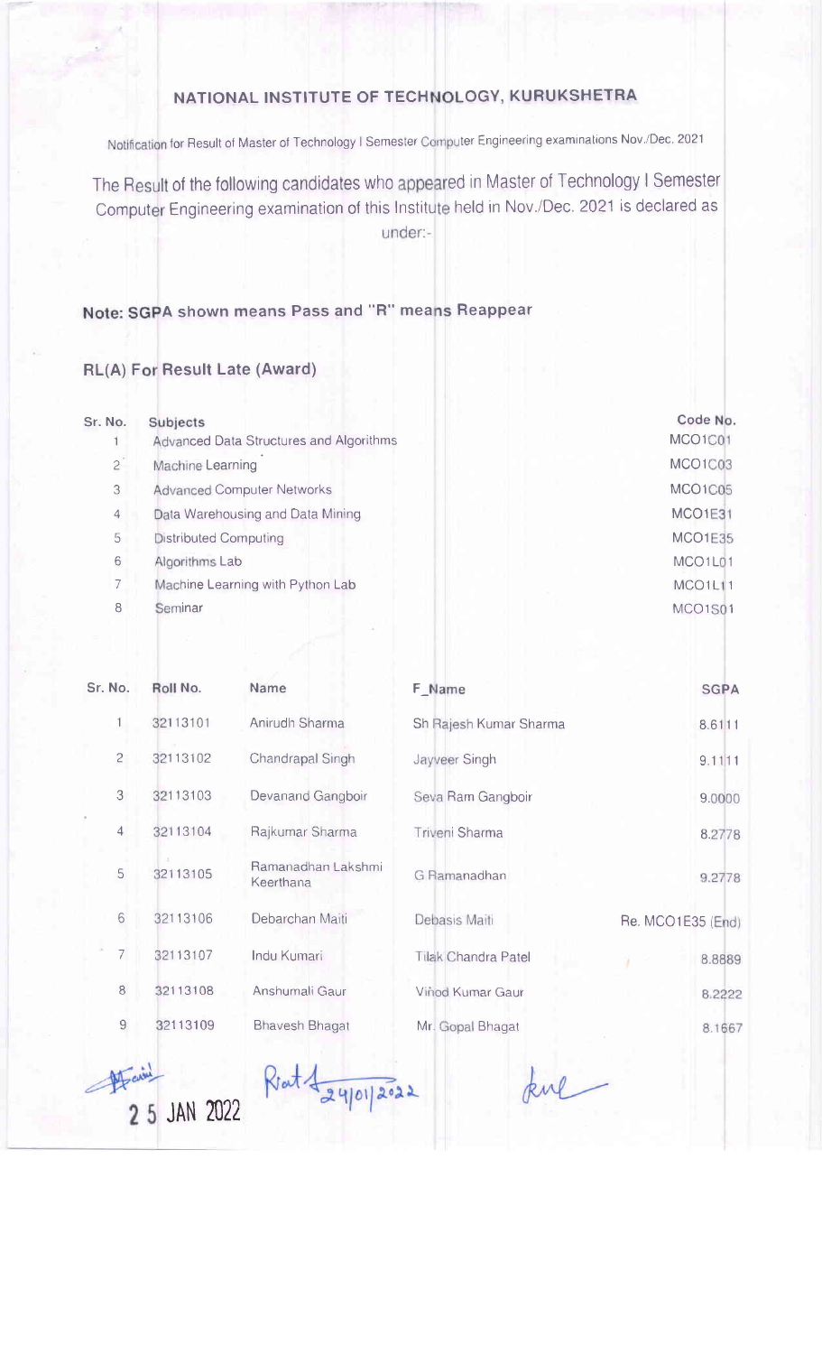## NATIONAL INSTITUTE OF TECHNOLOGY, KURUKSHETRA

Notification for Result of Master of Technology I Semester Computer Engineering examinations Nov./Dec. 2021

The Result of the following candidates who appeared in Master of Technology I Semester Computer Engineering examination of this Institute held in Nov./Dec. 2021 is declared as under:-

**Note: SGPA shown means Pass and "R" means Reappear**

**RL(A) For Result Late (Award)**

| Sr. No. | Subjects | Code No. |
|---|---|---|
| 1 | Advanced Data Structures and Algorithms | MCO1C01 |
| 2 | Machine Learning | MCO1C03 |
| 3 | Advanced Computer Networks | MCO1C05 |
| 4 | Data Warehousing and Data Mining | MCO1E31 |
| 5 | Distributed Computing | MCO1E35 |
| 6 | Algorithms Lab | MCO1L01 |
| 7 | Machine Learning with Python Lab | MCO1L11 |
| 8 | Seminar | MCO1S01 |

| Sr. No. | Roll No. | Name | F_Name | SGPA |
|---|---|---|---|---|
| 1 | 32113101 | Anirudh Sharma | Sh Rajesh Kumar Sharma | 8.6111 |
| 2 | 32113102 | Chandrapal Singh | Jayveer Singh | 9.1111 |
| 3 | 32113103 | Devanand Gangboir | Seva Ram Gangboir | 9.0000 |
| 4 | 32113104 | Rajkumar Sharma | Triveni Sharma | 8.2778 |
| 5 | 32113105 | Ramanadhan Lakshmi Keerthana | G Ramanadhan | 9.2778 |
| 6 | 32113106 | Debarchan Maiti | Debasis Maiti | Re. MCO1E35 (End) |
| 7 | 32113107 | Indu Kumari | Tilak Chandra Patel | 8.8889 |
| 8 | 32113108 | Anshumali Gaur | Vinod Kumar Gaur | 8.2222 |
| 9 | 32113109 | Bhavesh Bhagat | Mr. Gopal Bhagat | 8.1667 |

25 JAN 2022 &nbsp;&nbsp; 24/01/2022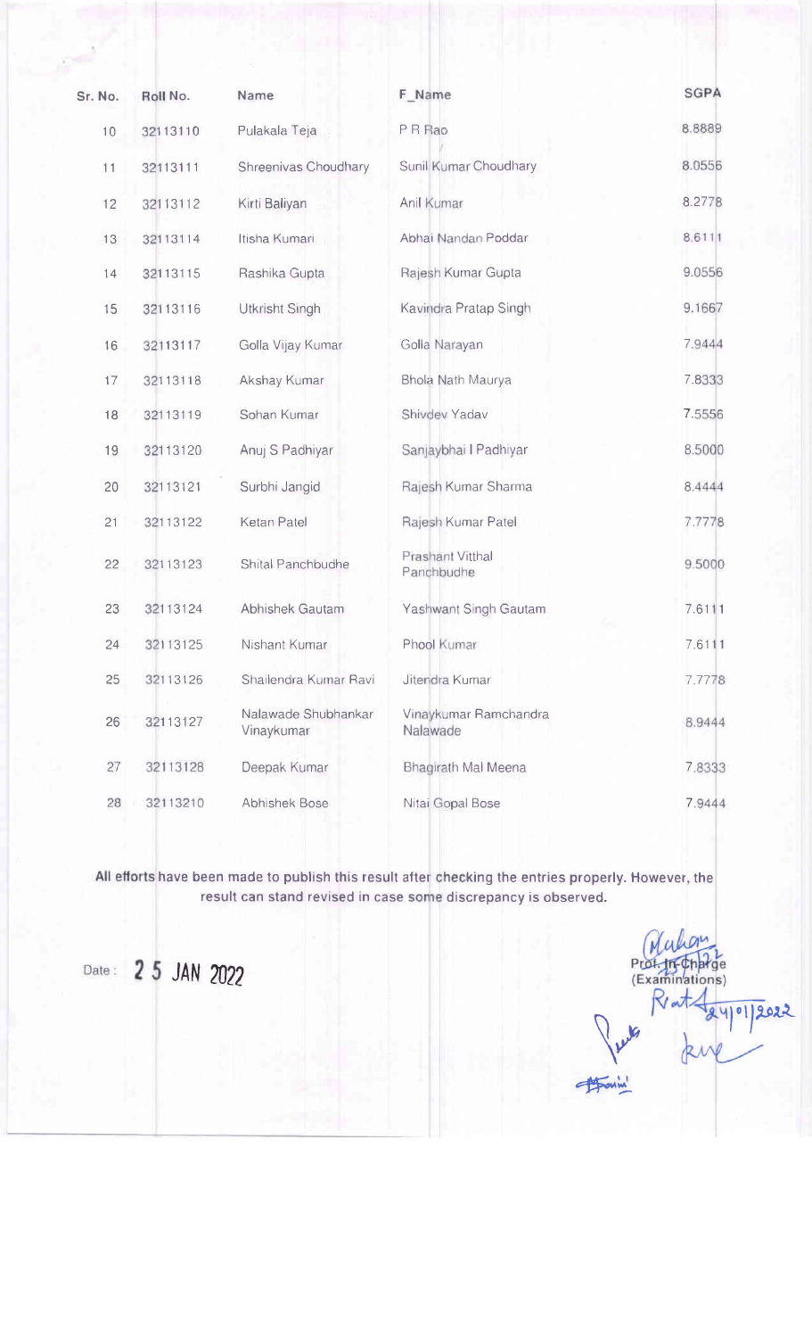| Sr. No. | Roll No. | Name | F_Name | SGPA |
|---|---|---|---|---|
| 10 | 32113110 | Pulakala Teja | P R Rao | 8.8889 |
| 11 | 32113111 | Shreenivas Choudhary | Sunil Kumar Choudhary | 8.0556 |
| 12 | 32113112 | Kirti Baliyan | Anil Kumar | 8.2778 |
| 13 | 32113114 | Itisha Kumari | Abhai Nandan Poddar | 8.6111 |
| 14 | 32113115 | Rashika Gupta | Rajesh Kumar Gupta | 9.0556 |
| 15 | 32113116 | Utkrisht Singh | Kavindra Pratap Singh | 9.1667 |
| 16 | 32113117 | Golla Vijay Kumar | Golla Narayan | 7.9444 |
| 17 | 32113118 | Akshay Kumar | Bhola Nath Maurya | 7.8333 |
| 18 | 32113119 | Sohan Kumar | Shivdev Yadav | 7.5556 |
| 19 | 32113120 | Anuj S Padhiyar | Sanjaybhai I Padhiyar | 8.5000 |
| 20 | 32113121 | Surbhi Jangid | Rajesh Kumar Sharma | 8.4444 |
| 21 | 32113122 | Ketan Patel | Rajesh Kumar Patel | 7.7778 |
| 22 | 32113123 | Shital Panchbudhe | Prashant Vitthal Panchbudhe | 9.5000 |
| 23 | 32113124 | Abhishek Gautam | Yashwant Singh Gautam | 7.6111 |
| 24 | 32113125 | Nishant Kumar | Phool Kumar | 7.6111 |
| 25 | 32113126 | Shailendra Kumar Ravi | Jitendra Kumar | 7.7778 |
| 26 | 32113127 | Nalawade Shubhankar Vinaykumar | Vinaykumar Ramchandra Nalawade | 8.9444 |
| 27 | 32113128 | Deepak Kumar | Bhagirath Mal Meena | 7.8333 |
| 28 | 32113210 | Abhishek Bose | Nitai Gopal Bose | 7.9444 |

**All efforts have been made to publish this result after checking the entries properly. However, the result can stand revised in case some discrepancy is observed.**

Date : **25 JAN 2022**

Prof. In-Charge
(Examinations)